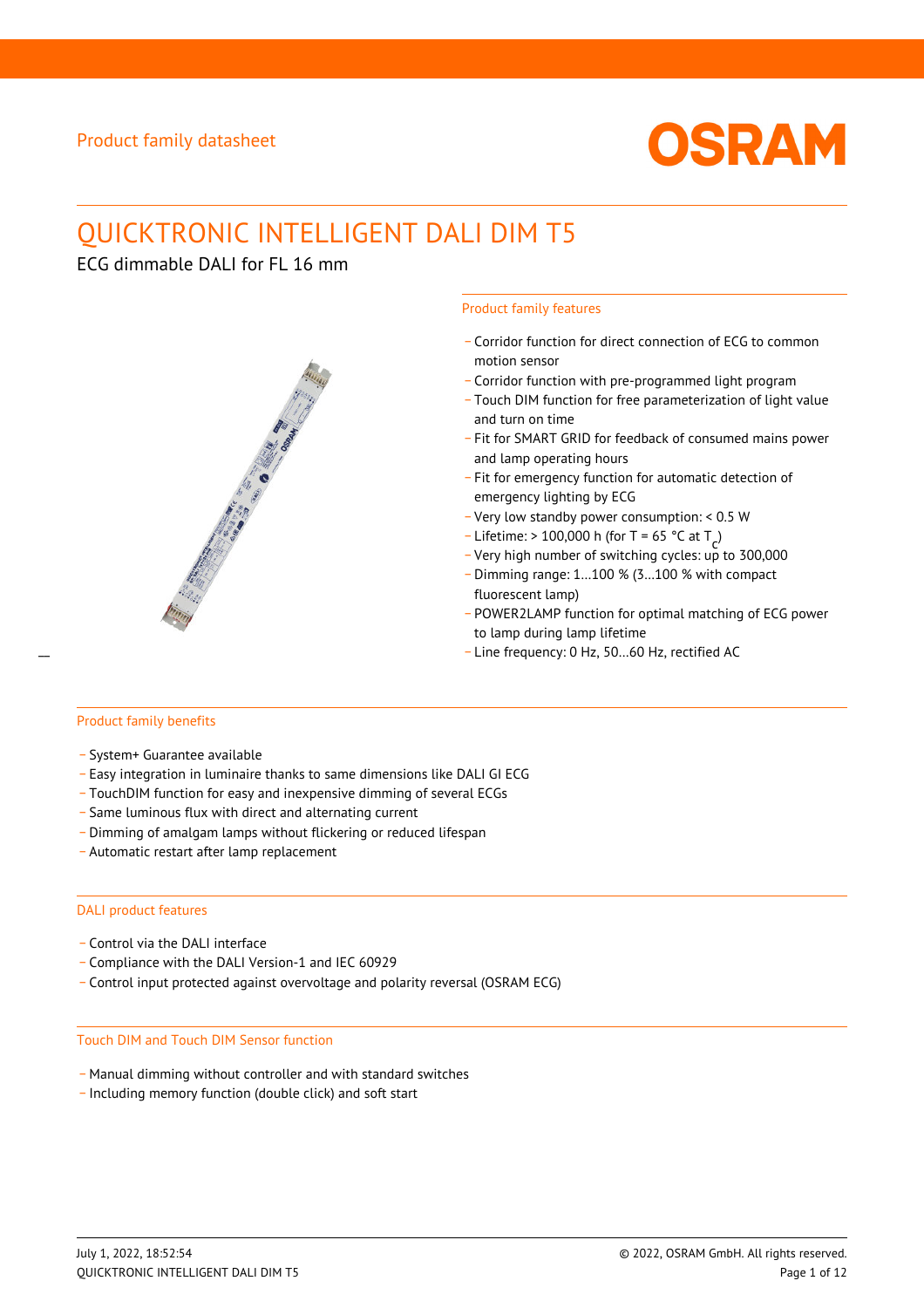Product family datasheet

# QUICKTRONIC INTELLIGENT DALI DIM T5

ECG dimmable DALI for FL 16 mm

## Product family features

- Corridor function for direct connection of ECG to common motion sensor
- Corridor function with pre-programmed light program
- Touch DIM function for free parameterization of light value and turn on time
- Fit for SMART GRID for feedback of consumed mains power and lamp operating hours
- Fit for emergency function for automatic detection of emergency lighting by ECG
- Very low standby power consumption: < 0.5 W
- Lifetime: > 100,000 h (for T = 65 °C at $T_c$)
- Very high number of switching cycles: up to 300,000
- Dimming range: 1…100 % (3…100 % with compact fluorescent lamp)
- POWER2LAMP function for optimal matching of ECG power to lamp during lamp lifetime
- Line frequency: 0 Hz, 50…60 Hz, rectified AC

## Product family benefits

- System+ Guarantee available
- Easy integration in luminaire thanks to same dimensions like DALI GI ECG
- TouchDIM function for easy and inexpensive dimming of several ECGs
- Same luminous flux with direct and alternating current
- Dimming of amalgam lamps without flickering or reduced lifespan
- Automatic restart after lamp replacement

## DALI product features

- Control via the DALI interface
- Compliance with the DALI Version-1 and IEC 60929
- Control input protected against overvoltage and polarity reversal (OSRAM ECG)

## Touch DIM and Touch DIM Sensor function

- Manual dimming without controller and with standard switches
- Including memory function (double click) and soft start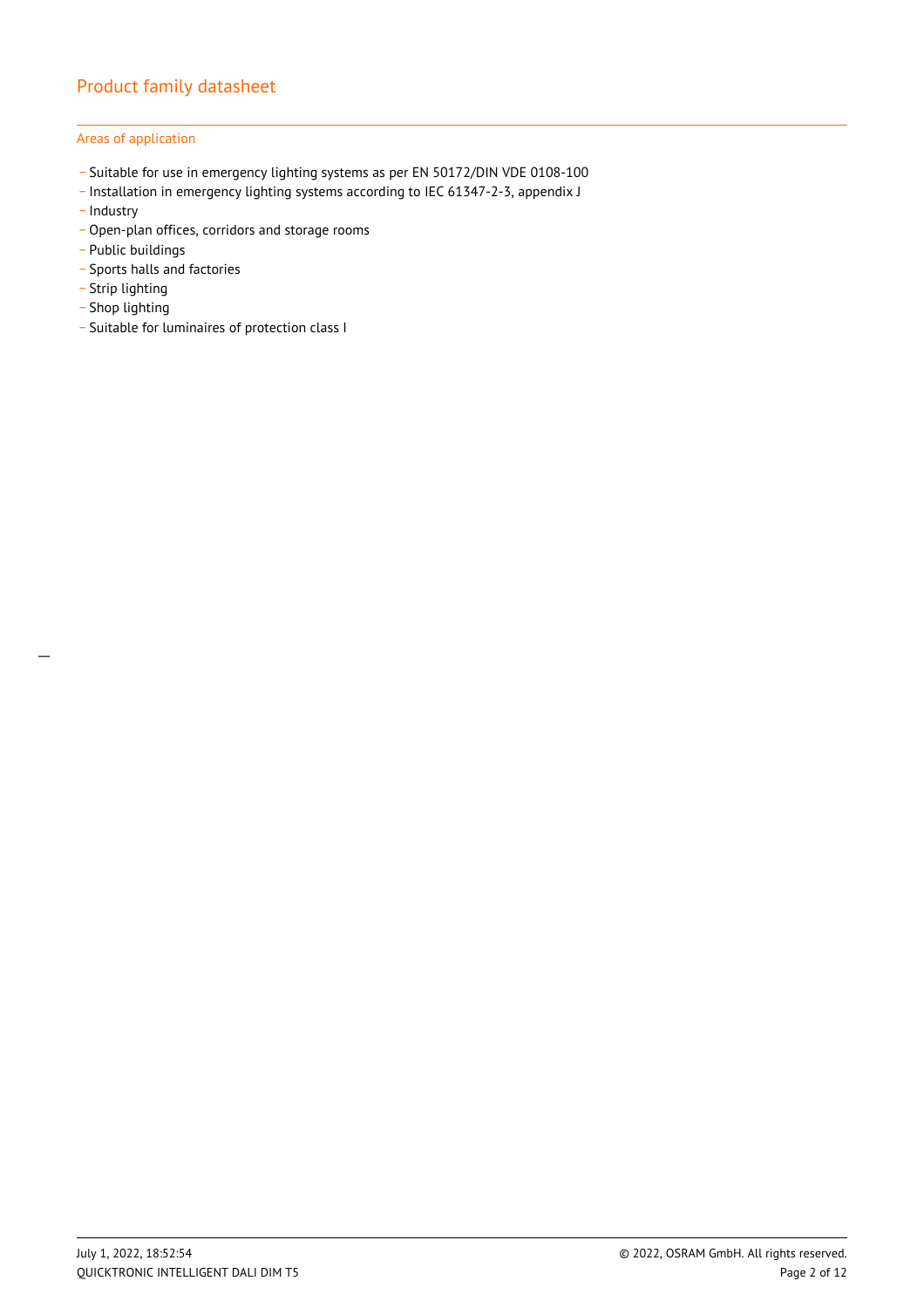## Areas of application

- Suitable for use in emergency lighting systems as per EN 50172/DIN VDE 0108-100
- Installation in emergency lighting systems according to IEC 61347-2-3, appendix J
- Industry
- Open-plan offices, corridors and storage rooms
- Public buildings
- Sports halls and factories
- Strip lighting
- Shop lighting
- Suitable for luminaires of protection class I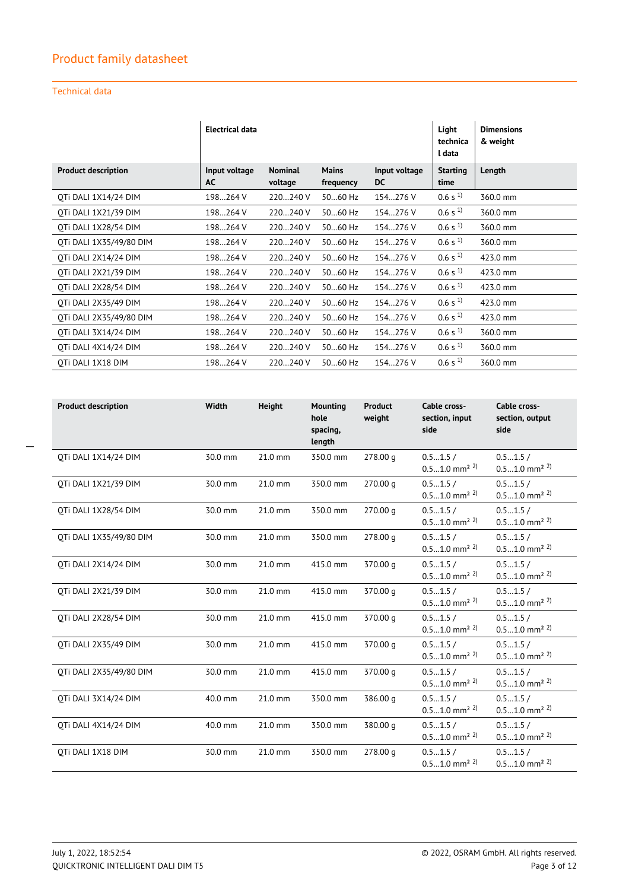## Product family datasheet

### Technical data

| | Electrical data | | | | Light technical data | Dimensions & weight |
|---|---|---|---|---|---|---|
| **Product description** | **Input voltage AC** | **Nominal voltage** | **Mains frequency** | **Input voltage DC** | **Starting time** | **Length** |
| QTi DALI 1X14/24 DIM | 198…264 V | 220…240 V | 50…60 Hz | 154…276 V | 0.6 s [1] | 360.0 mm |
| QTi DALI 1X21/39 DIM | 198…264 V | 220…240 V | 50…60 Hz | 154…276 V | 0.6 s [1] | 360.0 mm |
| QTi DALI 1X28/54 DIM | 198…264 V | 220…240 V | 50…60 Hz | 154…276 V | 0.6 s [1] | 360.0 mm |
| QTi DALI 1X35/49/80 DIM | 198…264 V | 220…240 V | 50…60 Hz | 154…276 V | 0.6 s [1] | 360.0 mm |
| QTi DALI 2X14/24 DIM | 198…264 V | 220…240 V | 50…60 Hz | 154…276 V | 0.6 s [1] | 423.0 mm |
| QTi DALI 2X21/39 DIM | 198…264 V | 220…240 V | 50…60 Hz | 154…276 V | 0.6 s [1] | 423.0 mm |
| QTi DALI 2X28/54 DIM | 198…264 V | 220…240 V | 50…60 Hz | 154…276 V | 0.6 s [1] | 423.0 mm |
| QTi DALI 2X35/49 DIM | 198…264 V | 220…240 V | 50…60 Hz | 154…276 V | 0.6 s [1] | 423.0 mm |
| QTi DALI 2X35/49/80 DIM | 198…264 V | 220…240 V | 50…60 Hz | 154…276 V | 0.6 s [1] | 423.0 mm |
| QTi DALI 3X14/24 DIM | 198…264 V | 220…240 V | 50…60 Hz | 154…276 V | 0.6 s [1] | 360.0 mm |
| QTi DALI 4X14/24 DIM | 198…264 V | 220…240 V | 50…60 Hz | 154…276 V | 0.6 s [1] | 360.0 mm |
| QTi DALI 1X18 DIM | 198…264 V | 220…240 V | 50…60 Hz | 154…276 V | 0.6 s [1] | 360.0 mm |

| Product description | Width | Height | Mounting hole spacing, length | Product weight | Cable cross-section, input side | Cable cross-section, output side |
|---|---|---|---|---|---|---|
| QTi DALI 1X14/24 DIM | 30.0 mm | 21.0 mm | 350.0 mm | 278.00 g | 0.5…1.5 / 0.5…1.0 mm² [2] | 0.5…1.5 / 0.5…1.0 mm² [2] |
| QTi DALI 1X21/39 DIM | 30.0 mm | 21.0 mm | 350.0 mm | 270.00 g | 0.5…1.5 / 0.5…1.0 mm² [2] | 0.5…1.5 / 0.5…1.0 mm² [2] |
| QTi DALI 1X28/54 DIM | 30.0 mm | 21.0 mm | 350.0 mm | 270.00 g | 0.5…1.5 / 0.5…1.0 mm² [2] | 0.5…1.5 / 0.5…1.0 mm² [2] |
| QTi DALI 1X35/49/80 DIM | 30.0 mm | 21.0 mm | 350.0 mm | 278.00 g | 0.5…1.5 / 0.5…1.0 mm² [2] | 0.5…1.5 / 0.5…1.0 mm² [2] |
| QTi DALI 2X14/24 DIM | 30.0 mm | 21.0 mm | 415.0 mm | 370.00 g | 0.5…1.5 / 0.5…1.0 mm² [2] | 0.5…1.5 / 0.5…1.0 mm² [2] |
| QTi DALI 2X21/39 DIM | 30.0 mm | 21.0 mm | 415.0 mm | 370.00 g | 0.5…1.5 / 0.5…1.0 mm² [2] | 0.5…1.5 / 0.5…1.0 mm² [2] |
| QTi DALI 2X28/54 DIM | 30.0 mm | 21.0 mm | 415.0 mm | 370.00 g | 0.5…1.5 / 0.5…1.0 mm² [2] | 0.5…1.5 / 0.5…1.0 mm² [2] |
| QTi DALI 2X35/49 DIM | 30.0 mm | 21.0 mm | 415.0 mm | 370.00 g | 0.5…1.5 / 0.5…1.0 mm² [2] | 0.5…1.5 / 0.5…1.0 mm² [2] |
| QTi DALI 2X35/49/80 DIM | 30.0 mm | 21.0 mm | 415.0 mm | 370.00 g | 0.5…1.5 / 0.5…1.0 mm² [2] | 0.5…1.5 / 0.5…1.0 mm² [2] |
| QTi DALI 3X14/24 DIM | 40.0 mm | 21.0 mm | 350.0 mm | 386.00 g | 0.5…1.5 / 0.5…1.0 mm² [2] | 0.5…1.5 / 0.5…1.0 mm² [2] |
| QTi DALI 4X14/24 DIM | 40.0 mm | 21.0 mm | 350.0 mm | 380.00 g | 0.5…1.5 / 0.5…1.0 mm² [2] | 0.5…1.5 / 0.5…1.0 mm² [2] |
| QTi DALI 1X18 DIM | 30.0 mm | 21.0 mm | 350.0 mm | 278.00 g | 0.5…1.5 / 0.5…1.0 mm² [2] | 0.5…1.5 / 0.5…1.0 mm² [2] |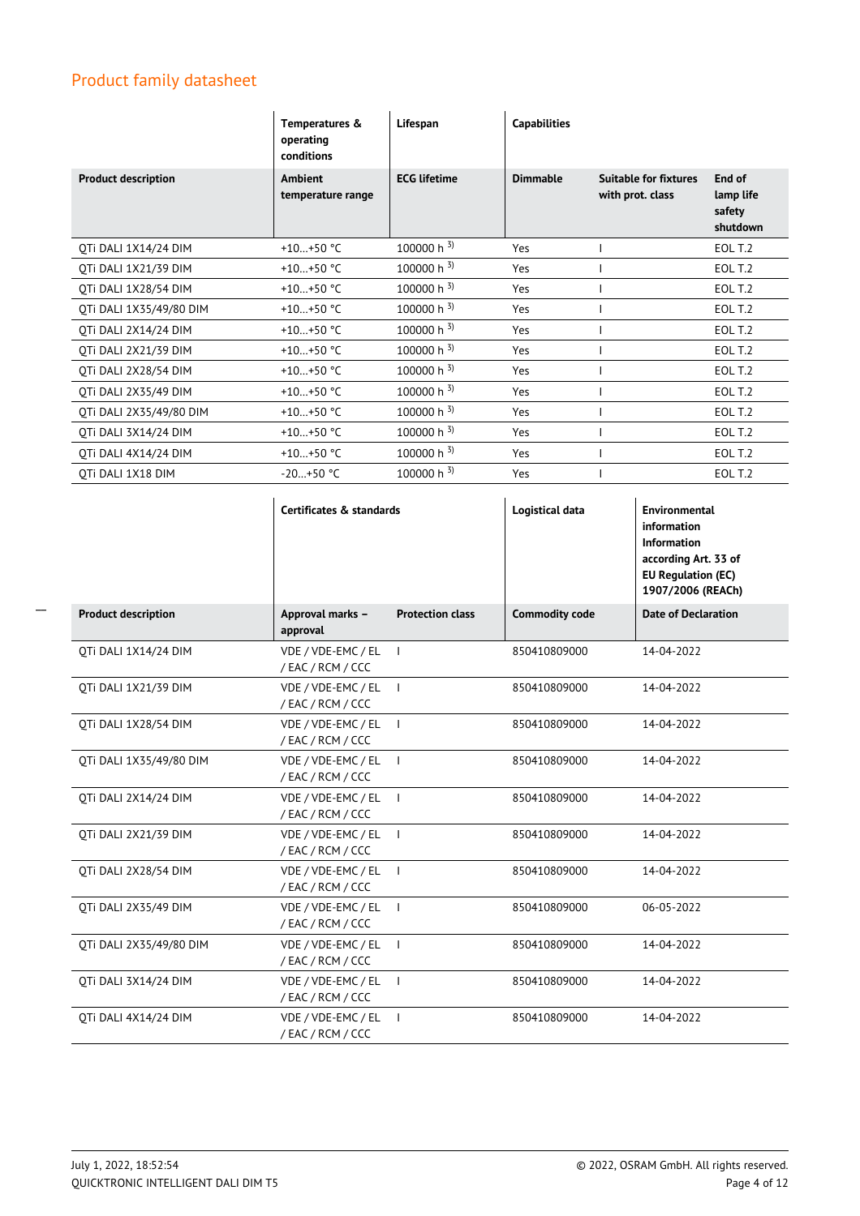## Product family datasheet

| | Temperatures & operating conditions | Lifespan | Capabilities | | |
|---|---|---|---|---|---|
| **Product description** | **Ambient temperature range** | **ECG lifetime** | **Dimmable** | **Suitable for fixtures with prot. class** | **End of lamp life safety shutdown** |
| QTi DALI 1X14/24 DIM | +10…+50 °C | 100000 h [3] | Yes | I | EOL T.2 |
| QTi DALI 1X21/39 DIM | +10…+50 °C | 100000 h [3] | Yes | I | EOL T.2 |
| QTi DALI 1X28/54 DIM | +10…+50 °C | 100000 h [3] | Yes | I | EOL T.2 |
| QTi DALI 1X35/49/80 DIM | +10…+50 °C | 100000 h [3] | Yes | I | EOL T.2 |
| QTi DALI 2X14/24 DIM | +10…+50 °C | 100000 h [3] | Yes | I | EOL T.2 |
| QTi DALI 2X21/39 DIM | +10…+50 °C | 100000 h [3] | Yes | I | EOL T.2 |
| QTi DALI 2X28/54 DIM | +10…+50 °C | 100000 h [3] | Yes | I | EOL T.2 |
| QTi DALI 2X35/49 DIM | +10…+50 °C | 100000 h [3] | Yes | I | EOL T.2 |
| QTi DALI 2X35/49/80 DIM | +10…+50 °C | 100000 h [3] | Yes | I | EOL T.2 |
| QTi DALI 3X14/24 DIM | +10…+50 °C | 100000 h [3] | Yes | I | EOL T.2 |
| QTi DALI 4X14/24 DIM | +10…+50 °C | 100000 h [3] | Yes | I | EOL T.2 |
| QTi DALI 1X18 DIM | -20…+50 °C | 100000 h [3] | Yes | I | EOL T.2 |

| | Certificates & standards | | Logistical data | Environmental information Information according Art. 33 of EU Regulation (EC) 1907/2006 (REACh) |
|---|---|---|---|---|
| **Product description** | **Approval marks – approval** | **Protection class** | **Commodity code** | **Date of Declaration** |
| QTi DALI 1X14/24 DIM | VDE / VDE-EMC / EL / EAC / RCM / CCC | I | 850410809000 | 14-04-2022 |
| QTi DALI 1X21/39 DIM | VDE / VDE-EMC / EL / EAC / RCM / CCC | I | 850410809000 | 14-04-2022 |
| QTi DALI 1X28/54 DIM | VDE / VDE-EMC / EL / EAC / RCM / CCC | I | 850410809000 | 14-04-2022 |
| QTi DALI 1X35/49/80 DIM | VDE / VDE-EMC / EL / EAC / RCM / CCC | I | 850410809000 | 14-04-2022 |
| QTi DALI 2X14/24 DIM | VDE / VDE-EMC / EL / EAC / RCM / CCC | I | 850410809000 | 14-04-2022 |
| QTi DALI 2X21/39 DIM | VDE / VDE-EMC / EL / EAC / RCM / CCC | I | 850410809000 | 14-04-2022 |
| QTi DALI 2X28/54 DIM | VDE / VDE-EMC / EL / EAC / RCM / CCC | I | 850410809000 | 14-04-2022 |
| QTi DALI 2X35/49 DIM | VDE / VDE-EMC / EL / EAC / RCM / CCC | I | 850410809000 | 06-05-2022 |
| QTi DALI 2X35/49/80 DIM | VDE / VDE-EMC / EL / EAC / RCM / CCC | I | 850410809000 | 14-04-2022 |
| QTi DALI 3X14/24 DIM | VDE / VDE-EMC / EL / EAC / RCM / CCC | I | 850410809000 | 14-04-2022 |
| QTi DALI 4X14/24 DIM | VDE / VDE-EMC / EL / EAC / RCM / CCC | I | 850410809000 | 14-04-2022 |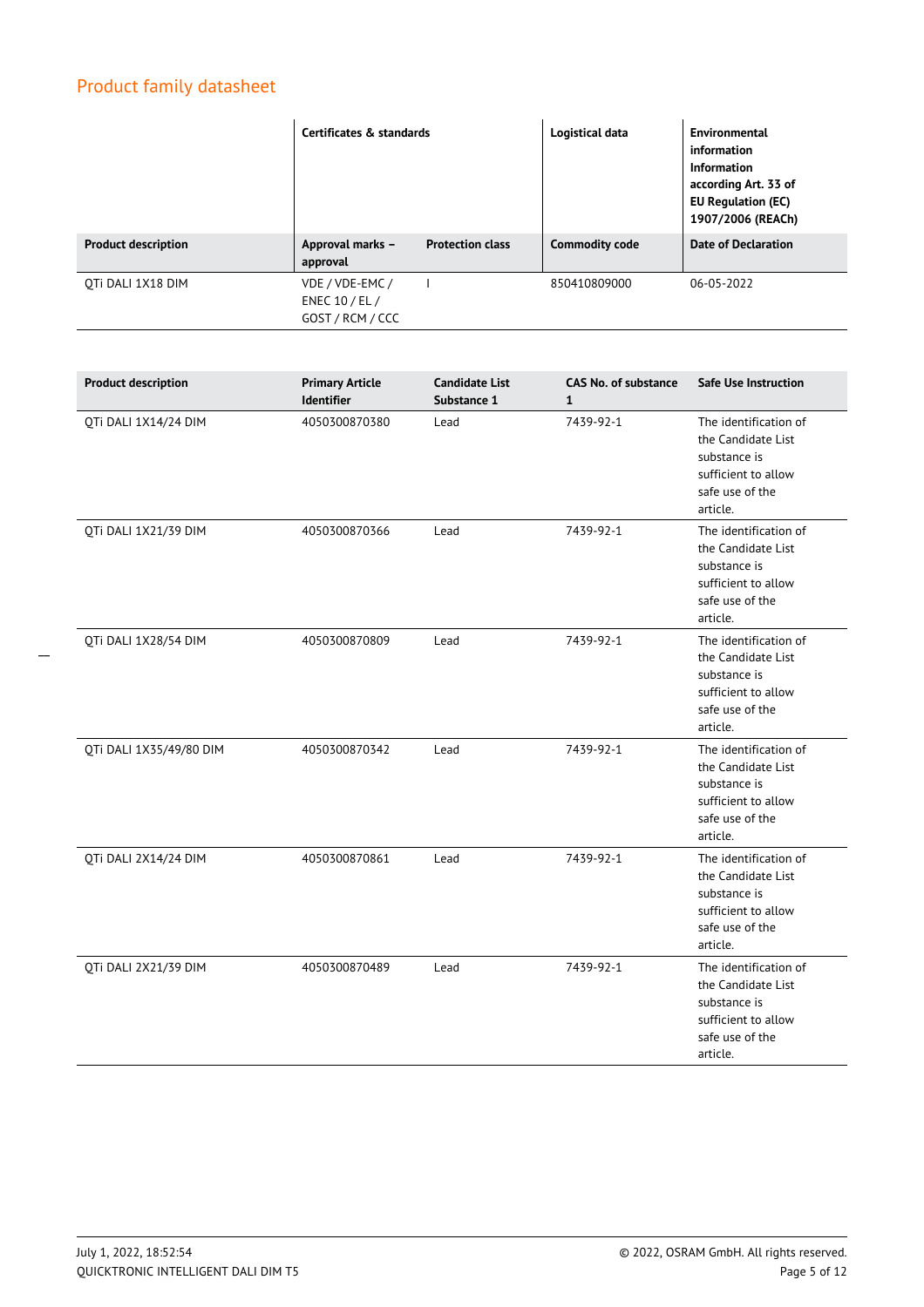## Product family datasheet

| | Certificates & standards | | Logistical data | Environmental information Information according Art. 33 of EU Regulation (EC) 1907/2006 (REACh) |
|---|---|---|---|---|
| **Product description** | **Approval marks – approval** | **Protection class** | **Commodity code** | **Date of Declaration** |
| QTi DALI 1X18 DIM | VDE / VDE-EMC / ENEC 10 / EL / GOST / RCM / CCC | I | 850410809000 | 06-05-2022 |

| Product description | Primary Article Identifier | Candidate List Substance 1 | CAS No. of substance 1 | Safe Use Instruction |
|---|---|---|---|---|
| QTi DALI 1X14/24 DIM | 4050300870380 | Lead | 7439-92-1 | The identification of the Candidate List substance is sufficient to allow safe use of the article. |
| QTi DALI 1X21/39 DIM | 4050300870366 | Lead | 7439-92-1 | The identification of the Candidate List substance is sufficient to allow safe use of the article. |
| QTi DALI 1X28/54 DIM | 4050300870809 | Lead | 7439-92-1 | The identification of the Candidate List substance is sufficient to allow safe use of the article. |
| QTi DALI 1X35/49/80 DIM | 4050300870342 | Lead | 7439-92-1 | The identification of the Candidate List substance is sufficient to allow safe use of the article. |
| QTi DALI 2X14/24 DIM | 4050300870861 | Lead | 7439-92-1 | The identification of the Candidate List substance is sufficient to allow safe use of the article. |
| QTi DALI 2X21/39 DIM | 4050300870489 | Lead | 7439-92-1 | The identification of the Candidate List substance is sufficient to allow safe use of the article. |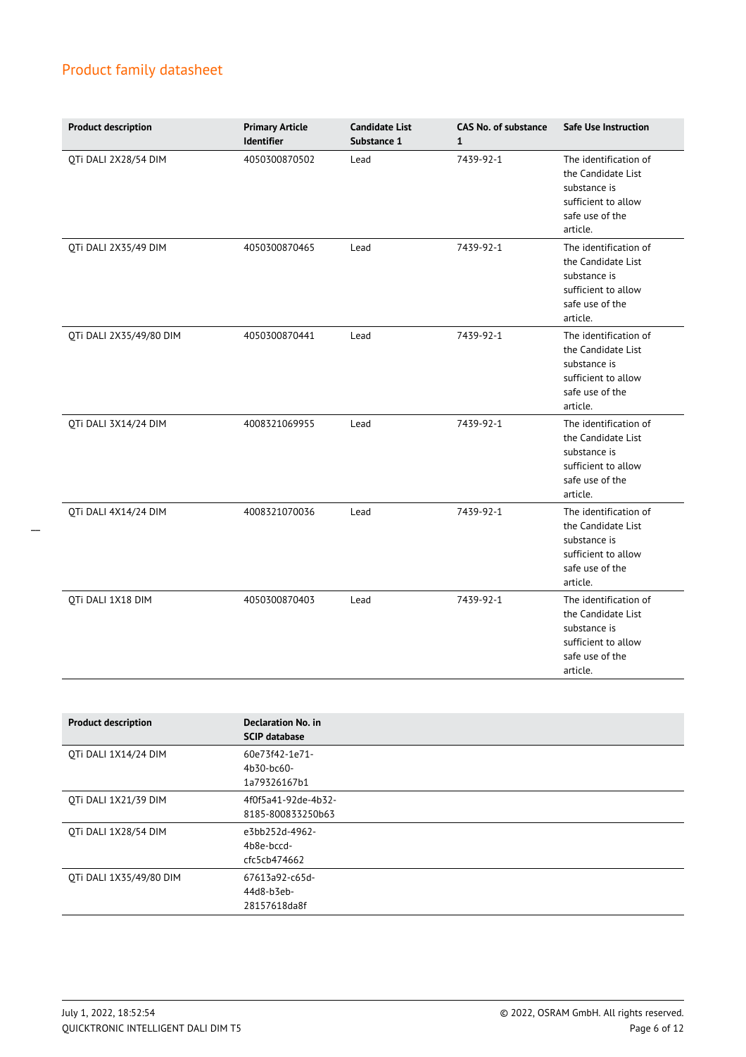## Product family datasheet

| Product description | Primary Article Identifier | Candidate List Substance 1 | CAS No. of substance 1 | Safe Use Instruction |
|---|---|---|---|---|
| QTi DALI 2X28/54 DIM | 4050300870502 | Lead | 7439-92-1 | The identification of the Candidate List substance is sufficient to allow safe use of the article. |
| QTi DALI 2X35/49 DIM | 4050300870465 | Lead | 7439-92-1 | The identification of the Candidate List substance is sufficient to allow safe use of the article. |
| QTi DALI 2X35/49/80 DIM | 4050300870441 | Lead | 7439-92-1 | The identification of the Candidate List substance is sufficient to allow safe use of the article. |
| QTi DALI 3X14/24 DIM | 4008321069955 | Lead | 7439-92-1 | The identification of the Candidate List substance is sufficient to allow safe use of the article. |
| QTi DALI 4X14/24 DIM | 4008321070036 | Lead | 7439-92-1 | The identification of the Candidate List substance is sufficient to allow safe use of the article. |
| QTi DALI 1X18 DIM | 4050300870403 | Lead | 7439-92-1 | The identification of the Candidate List substance is sufficient to allow safe use of the article. |

| Product description | Declaration No. in SCIP database |
|---|---|
| QTi DALI 1X14/24 DIM | 60e73f42-1e71-4b30-bc60-1a79326167b1 |
| QTi DALI 1X21/39 DIM | 4f0f5a41-92de-4b32-8185-800833250b63 |
| QTi DALI 1X28/54 DIM | e3bb252d-4962-4b8e-bccd-cfc5cb474662 |
| QTi DALI 1X35/49/80 DIM | 67613a92-c65d-44d8-b3eb-28157618da8f |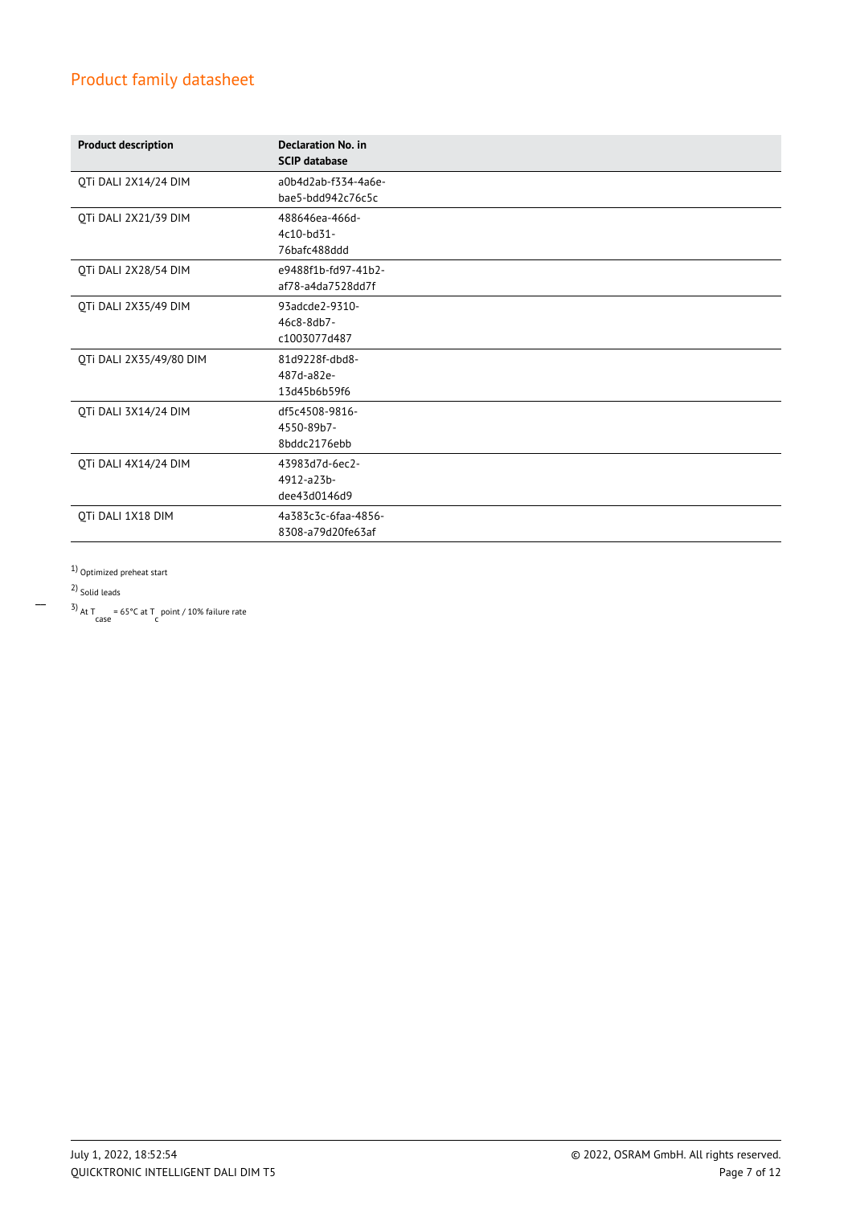## Product family datasheet

| Product description | Declaration No. in SCIP database |
| --- | --- |
| QTi DALI 2X14/24 DIM | a0b4d2ab-f334-4a6e-bae5-bdd942c76c5c |
| QTi DALI 2X21/39 DIM | 488646ea-466d-4c10-bd31-76bafc488ddd |
| QTi DALI 2X28/54 DIM | e9488f1b-fd97-41b2-af78-a4da7528dd7f |
| QTi DALI 2X35/49 DIM | 93adcde2-9310-46c8-8db7-c1003077d487 |
| QTi DALI 2X35/49/80 DIM | 81d9228f-dbd8-487d-a82e-13d45b6b59f6 |
| QTi DALI 3X14/24 DIM | df5c4508-9816-4550-89b7-8bddc2176ebb |
| QTi DALI 4X14/24 DIM | 43983d7d-6ec2-4912-a23b-dee43d0146d9 |
| QTi DALI 1X18 DIM | 4a383c3c-6faa-4856-8308-a79d20fe63af |

[1] Optimized preheat start

[2] Solid leads

[3] At $T_{case}$ = 65°C at $T_c$ point / 10% failure rate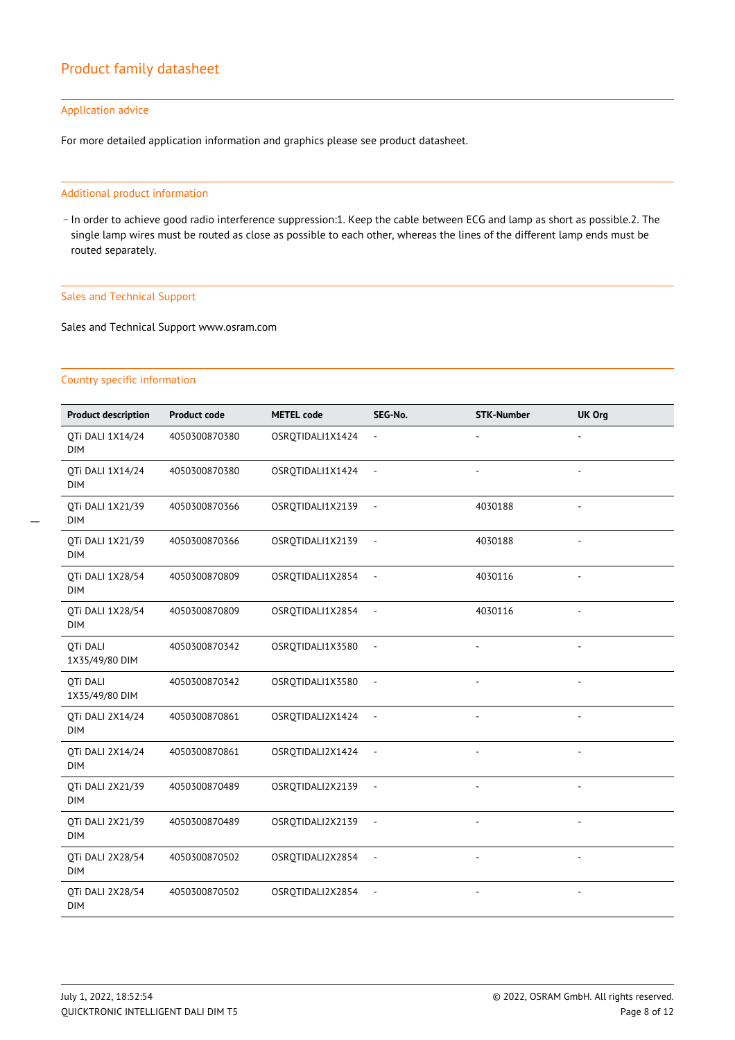## Application advice

For more detailed application information and graphics please see product datasheet.

## Additional product information

- In order to achieve good radio interference suppression:1. Keep the cable between ECG and lamp as short as possible.2. The single lamp wires must be routed as close as possible to each other, whereas the lines of the different lamp ends must be routed separately.

## Sales and Technical Support

Sales and Technical Support www.osram.com

## Country specific information

| Product description | Product code | METEL code | SEG-No. | STK-Number | UK Org |
|---|---|---|---|---|---|
| QTi DALI 1X14/24 DIM | 4050300870380 | OSRQTIDALI1X1424 | - | - | - |
| QTi DALI 1X14/24 DIM | 4050300870380 | OSRQTIDALI1X1424 | - | - | - |
| QTi DALI 1X21/39 DIM | 4050300870366 | OSRQTIDALI1X2139 | - | 4030188 | - |
| QTi DALI 1X21/39 DIM | 4050300870366 | OSRQTIDALI1X2139 | - | 4030188 | - |
| QTi DALI 1X28/54 DIM | 4050300870809 | OSRQTIDALI1X2854 | - | 4030116 | - |
| QTi DALI 1X28/54 DIM | 4050300870809 | OSRQTIDALI1X2854 | - | 4030116 | - |
| QTi DALI 1X35/49/80 DIM | 4050300870342 | OSRQTIDALI1X3580 | - | - | - |
| QTi DALI 1X35/49/80 DIM | 4050300870342 | OSRQTIDALI1X3580 | - | - | - |
| QTi DALI 2X14/24 DIM | 4050300870861 | OSRQTIDALI2X1424 | - | - | - |
| QTi DALI 2X14/24 DIM | 4050300870861 | OSRQTIDALI2X1424 | - | - | - |
| QTi DALI 2X21/39 DIM | 4050300870489 | OSRQTIDALI2X2139 | - | - | - |
| QTi DALI 2X21/39 DIM | 4050300870489 | OSRQTIDALI2X2139 | - | - | - |
| QTi DALI 2X28/54 DIM | 4050300870502 | OSRQTIDALI2X2854 | - | - | - |
| QTi DALI 2X28/54 DIM | 4050300870502 | OSRQTIDALI2X2854 | - | - | - |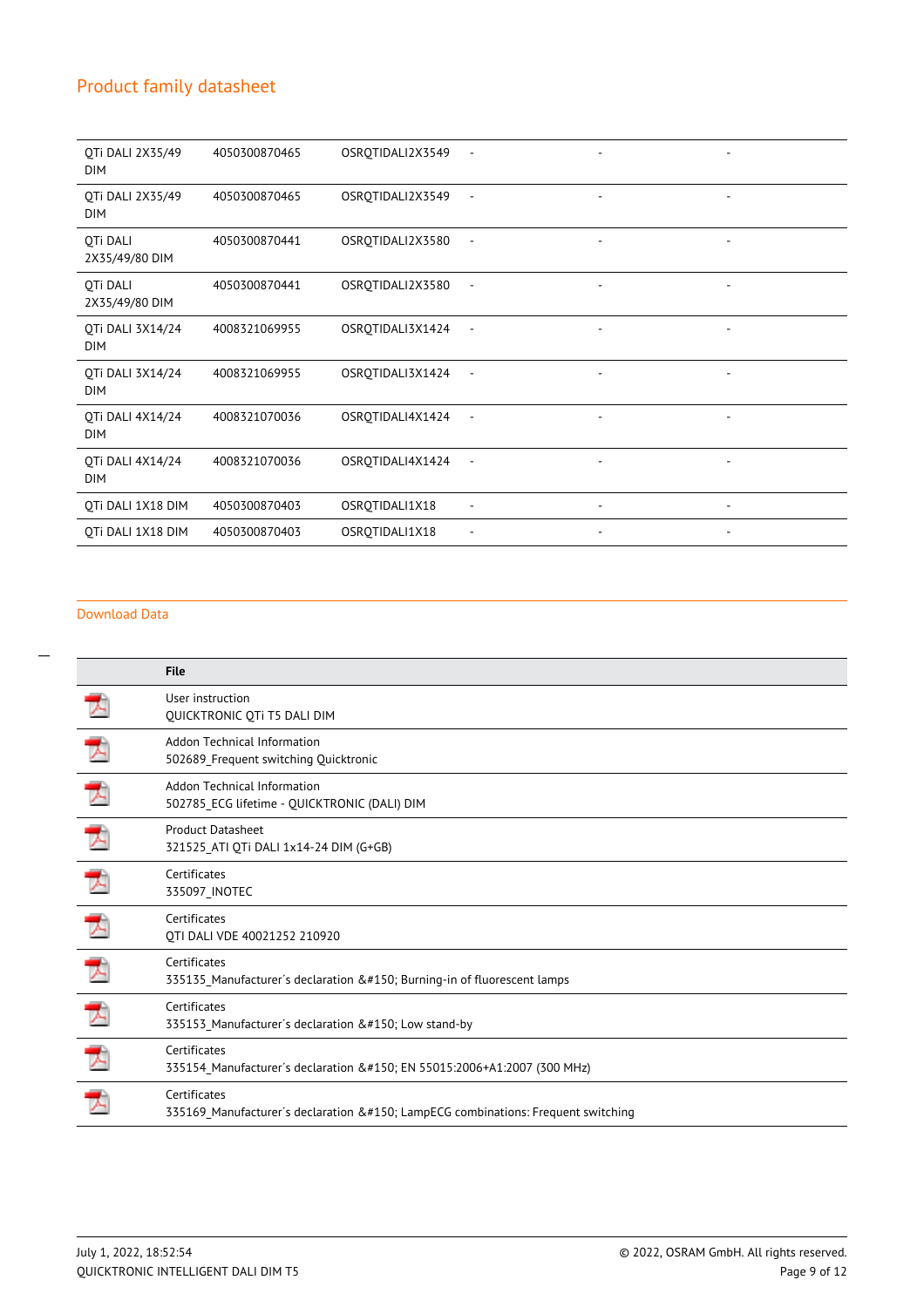| | | | | | |
|---|---|---|---|---|---|
| QTi DALI 2X35/49 DIM | 4050300870465 | OSRQTIDALI2X3549 | - | - | - |
| QTi DALI 2X35/49 DIM | 4050300870465 | OSRQTIDALI2X3549 | - | - | - |
| QTi DALI 2X35/49/80 DIM | 4050300870441 | OSRQTIDALI2X3580 | - | - | - |
| QTi DALI 2X35/49/80 DIM | 4050300870441 | OSRQTIDALI2X3580 | - | - | - |
| QTi DALI 3X14/24 DIM | 4008321069955 | OSRQTIDALI3X1424 | - | - | - |
| QTi DALI 3X14/24 DIM | 4008321069955 | OSRQTIDALI3X1424 | - | - | - |
| QTi DALI 4X14/24 DIM | 4008321070036 | OSRQTIDALI4X1424 | - | - | - |
| QTi DALI 4X14/24 DIM | 4008321070036 | OSRQTIDALI4X1424 | - | - | - |
| QTi DALI 1X18 DIM | 4050300870403 | OSRQTIDALI1X18 | - | - | - |
| QTi DALI 1X18 DIM | 4050300870403 | OSRQTIDALI1X18 | - | - | - |

## Download Data

| | File |
|---|---|
| | User instruction<br>QUICKTRONIC QTi T5 DALI DIM |
| | Addon Technical Information<br>502689_Frequent switching Quicktronic |
| | Addon Technical Information<br>502785_ECG lifetime - QUICKTRONIC (DALI) DIM |
| | Product Datasheet<br>321525_ATI QTi DALI 1x14-24 DIM (G+GB) |
| | Certificates<br>335097_INOTEC |
| | Certificates<br>QTI DALI VDE 40021252 210920 |
| | Certificates<br>335135_Manufacturer´s declaration &#150; Burning-in of fluorescent lamps |
| | Certificates<br>335153_Manufacturer´s declaration &#150; Low stand-by |
| | Certificates<br>335154_Manufacturer´s declaration &#150; EN 55015:2006+A1:2007 (300 MHz) |
| | Certificates<br>335169_Manufacturer´s declaration &#150; LampECG combinations: Frequent switching |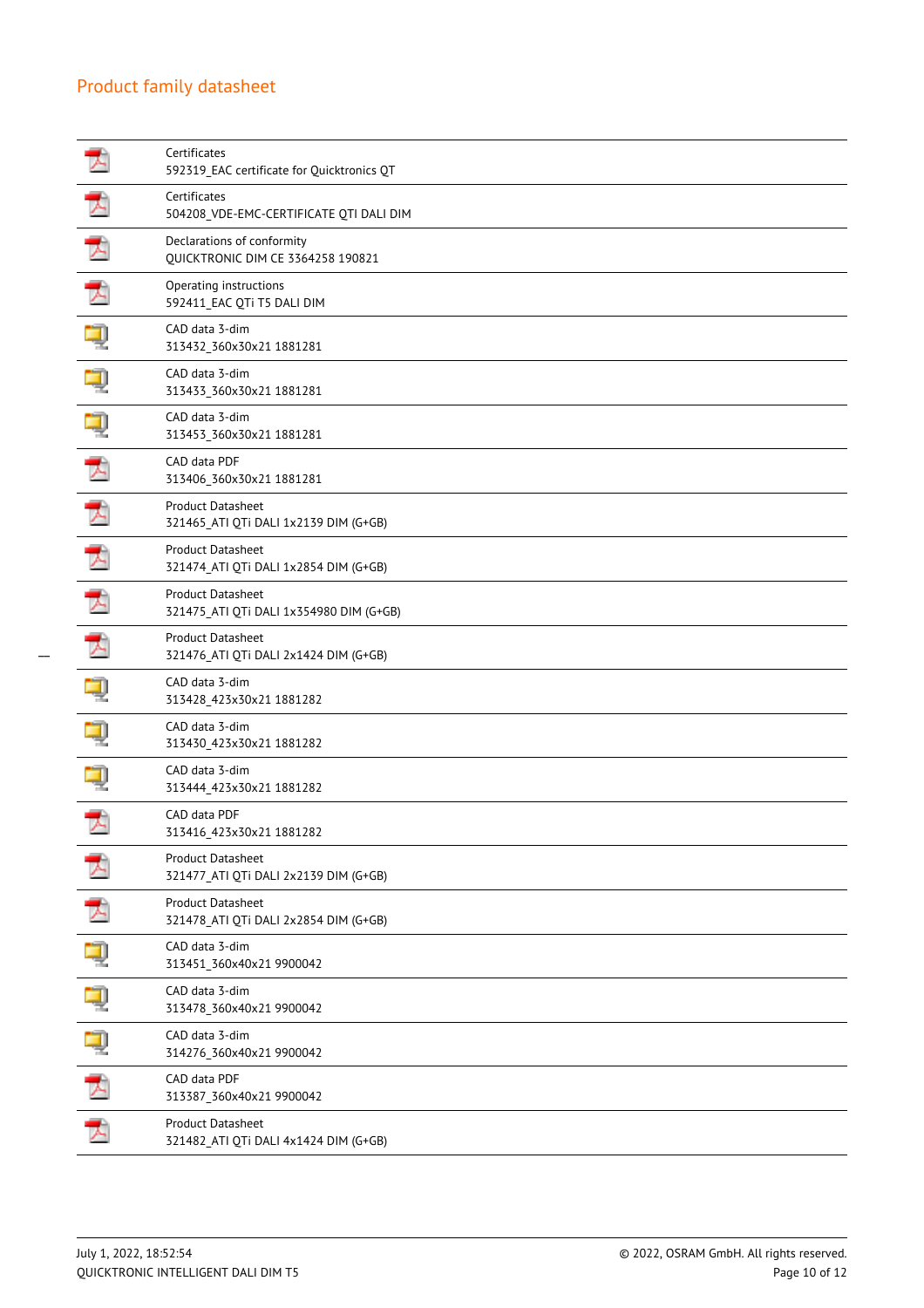| | |
|---|---|
| | Certificates<br>592319_EAC certificate for Quicktronics QT |
| | Certificates<br>504208_VDE-EMC-CERTIFICATE QTI DALI DIM |
| | Declarations of conformity<br>QUICKTRONIC DIM CE 3364258 190821 |
| | Operating instructions<br>592411_EAC QTi T5 DALI DIM |
| | CAD data 3-dim<br>313432_360x30x21 1881281 |
| | CAD data 3-dim<br>313433_360x30x21 1881281 |
| | CAD data 3-dim<br>313453_360x30x21 1881281 |
| | CAD data PDF<br>313406_360x30x21 1881281 |
| | Product Datasheet<br>321465_ATI QTi DALI 1x2139 DIM (G+GB) |
| | Product Datasheet<br>321474_ATI QTi DALI 1x2854 DIM (G+GB) |
| | Product Datasheet<br>321475_ATI QTi DALI 1x354980 DIM (G+GB) |
| | Product Datasheet<br>321476_ATI QTi DALI 2x1424 DIM (G+GB) |
| | CAD data 3-dim<br>313428_423x30x21 1881282 |
| | CAD data 3-dim<br>313430_423x30x21 1881282 |
| | CAD data 3-dim<br>313444_423x30x21 1881282 |
| | CAD data PDF<br>313416_423x30x21 1881282 |
| | Product Datasheet<br>321477_ATI QTi DALI 2x2139 DIM (G+GB) |
| | Product Datasheet<br>321478_ATI QTi DALI 2x2854 DIM (G+GB) |
| | CAD data 3-dim<br>313451_360x40x21 9900042 |
| | CAD data 3-dim<br>313478_360x40x21 9900042 |
| | CAD data 3-dim<br>314276_360x40x21 9900042 |
| | CAD data PDF<br>313387_360x40x21 9900042 |
| | Product Datasheet<br>321482_ATI QTi DALI 4x1424 DIM (G+GB) |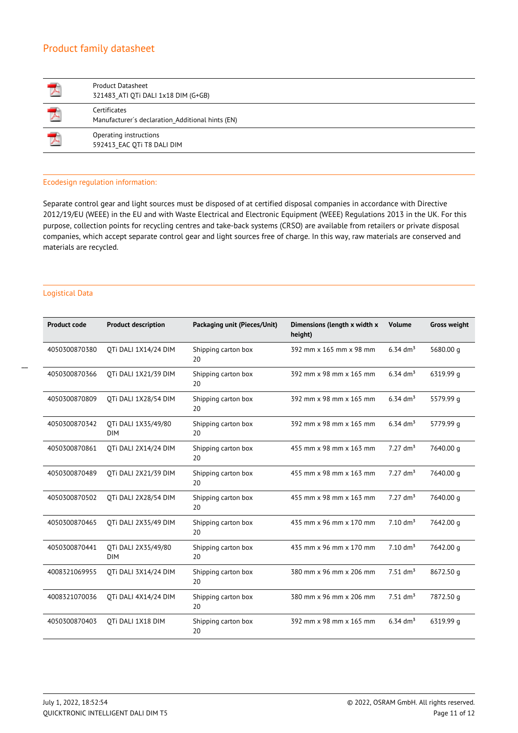## Product family datasheet

| | |
|---|---|
| | Product Datasheet<br>321483_ATI QTi DALI 1x18 DIM (G+GB) |
| | Certificates<br>Manufacturer´s declaration_Additional hints (EN) |
| | Operating instructions<br>592413_EAC QTi T8 DALI DIM |

### Ecodesign regulation information:

Separate control gear and light sources must be disposed of at certified disposal companies in accordance with Directive 2012/19/EU (WEEE) in the EU and with Waste Electrical and Electronic Equipment (WEEE) Regulations 2013 in the UK. For this purpose, collection points for recycling centres and take-back systems (CRSO) are available from retailers or private disposal companies, which accept separate control gear and light sources free of charge. In this way, raw materials are conserved and materials are recycled.

### Logistical Data

| Product code | Product description | Packaging unit (Pieces/Unit) | Dimensions (length x width x height) | Volume | Gross weight |
|---|---|---|---|---|---|
| 4050300870380 | QTi DALI 1X14/24 DIM | Shipping carton box 20 | 392 mm x 165 mm x 98 mm | 6.34 dm³ | 5680.00 g |
| 4050300870366 | QTi DALI 1X21/39 DIM | Shipping carton box 20 | 392 mm x 98 mm x 165 mm | 6.34 dm³ | 6319.99 g |
| 4050300870809 | QTi DALI 1X28/54 DIM | Shipping carton box 20 | 392 mm x 98 mm x 165 mm | 6.34 dm³ | 5579.99 g |
| 4050300870342 | QTi DALI 1X35/49/80 DIM | Shipping carton box 20 | 392 mm x 98 mm x 165 mm | 6.34 dm³ | 5779.99 g |
| 4050300870861 | QTi DALI 2X14/24 DIM | Shipping carton box 20 | 455 mm x 98 mm x 163 mm | 7.27 dm³ | 7640.00 g |
| 4050300870489 | QTi DALI 2X21/39 DIM | Shipping carton box 20 | 455 mm x 98 mm x 163 mm | 7.27 dm³ | 7640.00 g |
| 4050300870502 | QTi DALI 2X28/54 DIM | Shipping carton box 20 | 455 mm x 98 mm x 163 mm | 7.27 dm³ | 7640.00 g |
| 4050300870465 | QTi DALI 2X35/49 DIM | Shipping carton box 20 | 435 mm x 96 mm x 170 mm | 7.10 dm³ | 7642.00 g |
| 4050300870441 | QTi DALI 2X35/49/80 DIM | Shipping carton box 20 | 435 mm x 96 mm x 170 mm | 7.10 dm³ | 7642.00 g |
| 4008321069955 | QTi DALI 3X14/24 DIM | Shipping carton box 20 | 380 mm x 96 mm x 206 mm | 7.51 dm³ | 8672.50 g |
| 4008321070036 | QTi DALI 4X14/24 DIM | Shipping carton box 20 | 380 mm x 96 mm x 206 mm | 7.51 dm³ | 7872.50 g |
| 4050300870403 | QTi DALI 1X18 DIM | Shipping carton box 20 | 392 mm x 98 mm x 165 mm | 6.34 dm³ | 6319.99 g |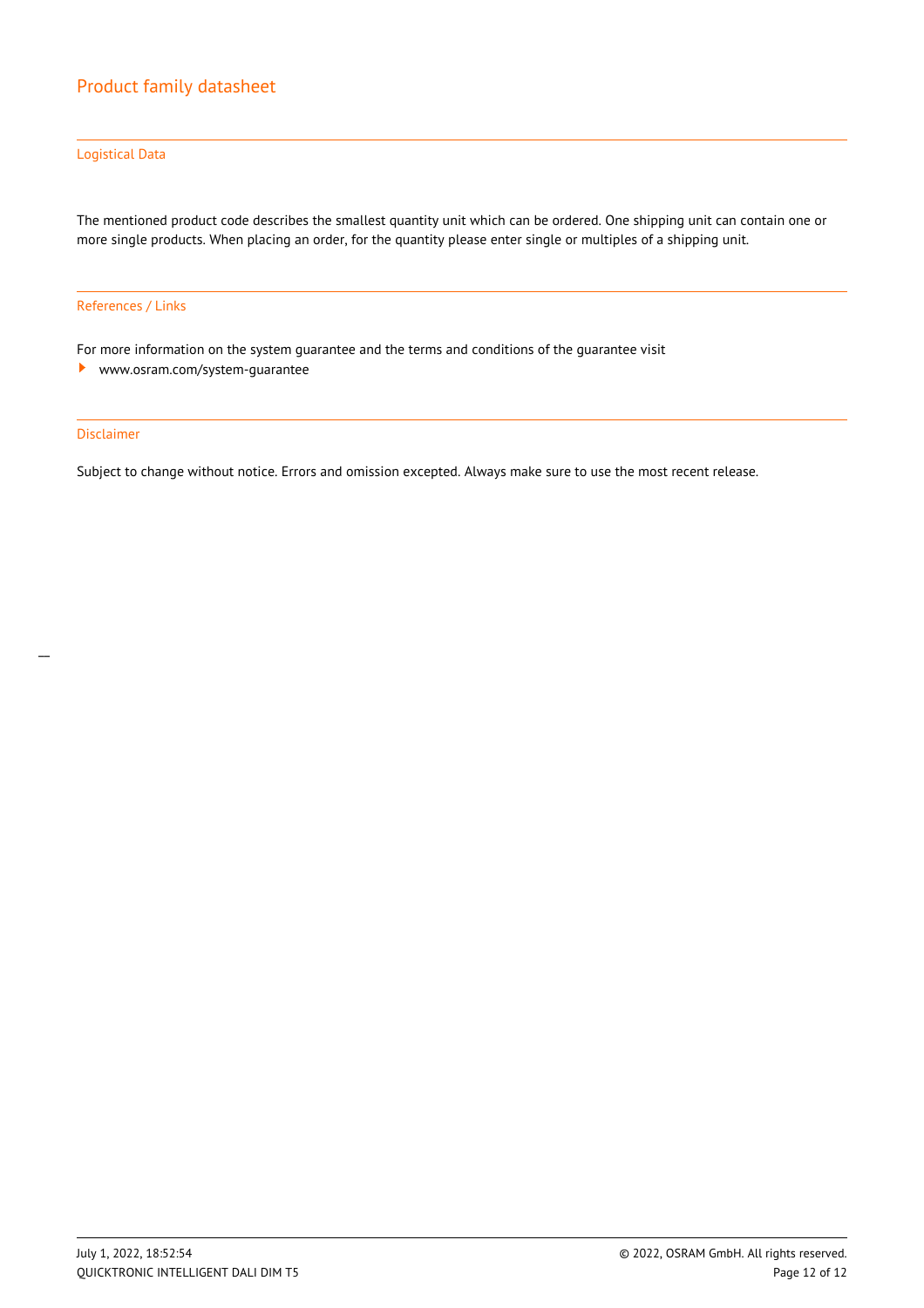## Logistical Data

The mentioned product code describes the smallest quantity unit which can be ordered. One shipping unit can contain one or more single products. When placing an order, for the quantity please enter single or multiples of a shipping unit.

## References / Links

For more information on the system guarantee and the terms and conditions of the guarantee visit

- www.osram.com/system-guarantee

## Disclaimer

Subject to change without notice. Errors and omission excepted. Always make sure to use the most recent release.